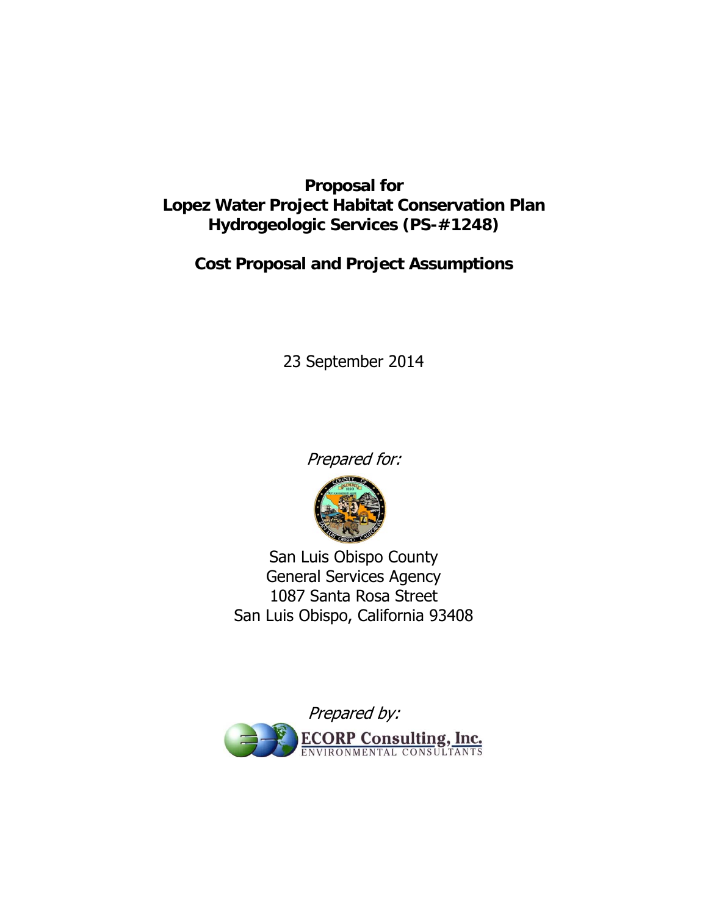# Proposal for Lopez Water Project Habitat Conservation Plan Hydrogeologic Services (PS-#1248)

## Cost Proposal and Project Assumptions

23 September 2014

*Prepared for:*

San Luis Obispo County
General Services Agency
1087 Santa Rosa Street
San Luis Obispo, California 93408

*Prepared by:*

ECORP Consulting, Inc.
ENVIRONMENTAL CONSULTANTS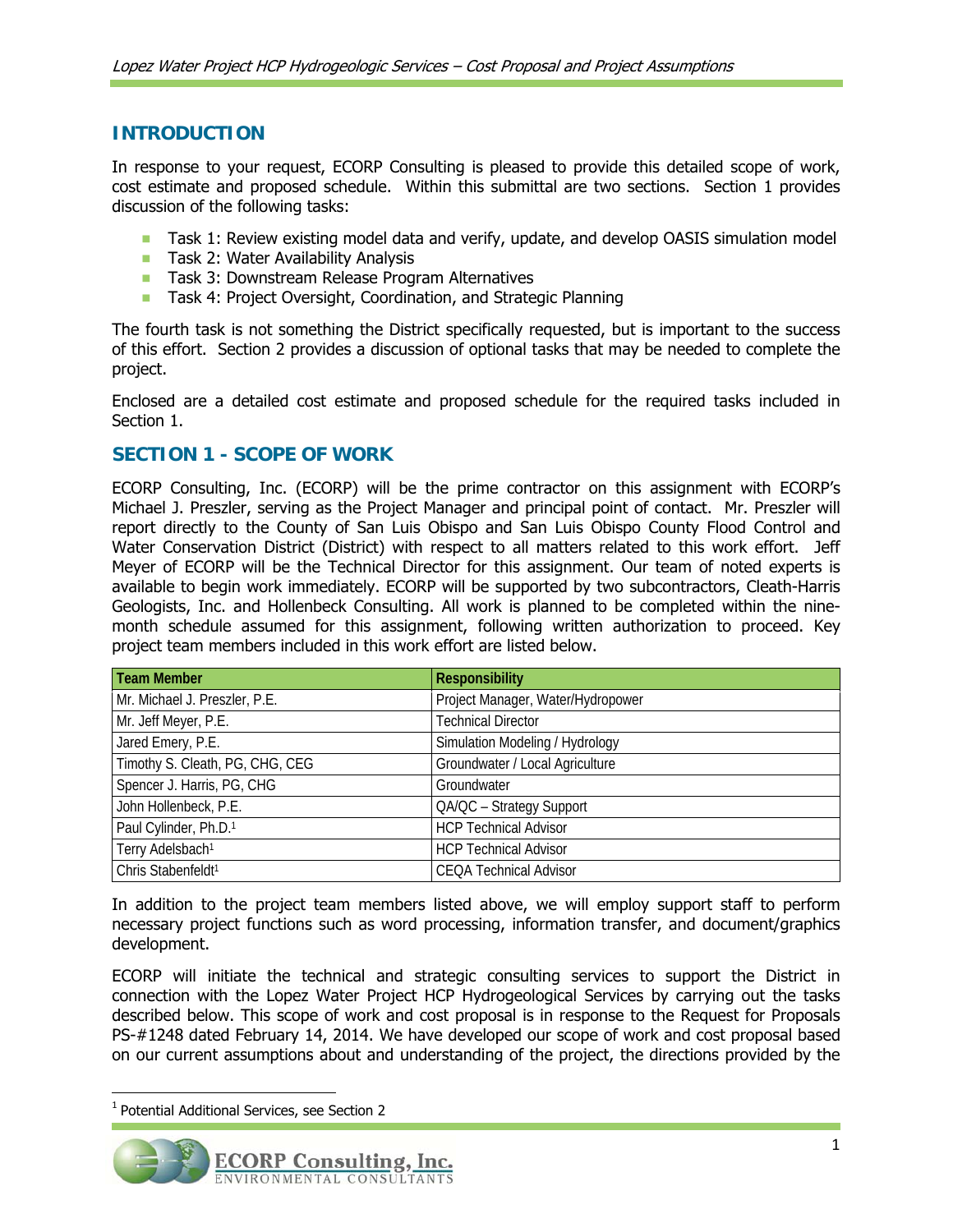## INTRODUCTION

In response to your request, ECORP Consulting is pleased to provide this detailed scope of work, cost estimate and proposed schedule. Within this submittal are two sections. Section 1 provides discussion of the following tasks:

- Task 1: Review existing model data and verify, update, and develop OASIS simulation model
- Task 2: Water Availability Analysis
- Task 3: Downstream Release Program Alternatives
- Task 4: Project Oversight, Coordination, and Strategic Planning

The fourth task is not something the District specifically requested, but is important to the success of this effort. Section 2 provides a discussion of optional tasks that may be needed to complete the project.

Enclosed are a detailed cost estimate and proposed schedule for the required tasks included in Section 1.

## SECTION 1 - SCOPE OF WORK

ECORP Consulting, Inc. (ECORP) will be the prime contractor on this assignment with ECORP's Michael J. Preszler, serving as the Project Manager and principal point of contact. Mr. Preszler will report directly to the County of San Luis Obispo and San Luis Obispo County Flood Control and Water Conservation District (District) with respect to all matters related to this work effort. Jeff Meyer of ECORP will be the Technical Director for this assignment. Our team of noted experts is available to begin work immediately. ECORP will be supported by two subcontractors, Cleath-Harris Geologists, Inc. and Hollenbeck Consulting. All work is planned to be completed within the nine-month schedule assumed for this assignment, following written authorization to proceed. Key project team members included in this work effort are listed below.

| Team Member | Responsibility |
|---|---|
| Mr. Michael J. Preszler, P.E. | Project Manager, Water/Hydropower |
| Mr. Jeff Meyer, P.E. | Technical Director |
| Jared Emery, P.E. | Simulation Modeling / Hydrology |
| Timothy S. Cleath, PG, CHG, CEG | Groundwater / Local Agriculture |
| Spencer J. Harris, PG, CHG | Groundwater |
| John Hollenbeck, P.E. | QA/QC – Strategy Support |
| Paul Cylinder, Ph.D.[1] | HCP Technical Advisor |
| Terry Adelsbach[1] | HCP Technical Advisor |
| Chris Stabenfeldt[1] | CEQA Technical Advisor |

In addition to the project team members listed above, we will employ support staff to perform necessary project functions such as word processing, information transfer, and document/graphics development.

ECORP will initiate the technical and strategic consulting services to support the District in connection with the Lopez Water Project HCP Hydrogeological Services by carrying out the tasks described below. This scope of work and cost proposal is in response to the Request for Proposals PS-#1248 dated February 14, 2014. We have developed our scope of work and cost proposal based on our current assumptions about and understanding of the project, the directions provided by the

[1] Potential Additional Services, see Section 2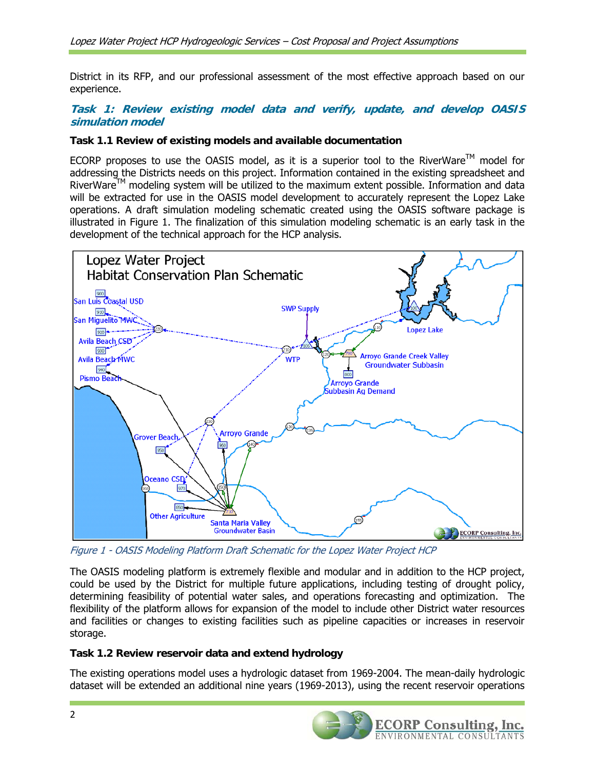District in its RFP, and our professional assessment of the most effective approach based on our experience.

## *Task 1: Review existing model data and verify, update, and develop OASIS simulation model*

### Task 1.1 Review of existing models and available documentation

ECORP proposes to use the OASIS model, as it is a superior tool to the RiverWare™ model for addressing the Districts needs on this project. Information contained in the existing spreadsheet and RiverWare™ modeling system will be utilized to the maximum extent possible. Information and data will be extracted for use in the OASIS model development to accurately represent the Lopez Lake operations. A draft simulation modeling schematic created using the OASIS software package is illustrated in Figure 1. The finalization of this simulation modeling schematic is an early task in the development of the technical approach for the HCP analysis.

*Figure 1 - OASIS Modeling Platform Draft Schematic for the Lopez Water Project HCP*

The OASIS modeling platform is extremely flexible and modular and in addition to the HCP project, could be used by the District for multiple future applications, including testing of drought policy, determining feasibility of potential water sales, and operations forecasting and optimization. The flexibility of the platform allows for expansion of the model to include other District water resources and facilities or changes to existing facilities such as pipeline capacities or increases in reservoir storage.

### Task 1.2 Review reservoir data and extend hydrology

The existing operations model uses a hydrologic dataset from 1969-2004. The mean-daily hydrologic dataset will be extended an additional nine years (1969-2013), using the recent reservoir operations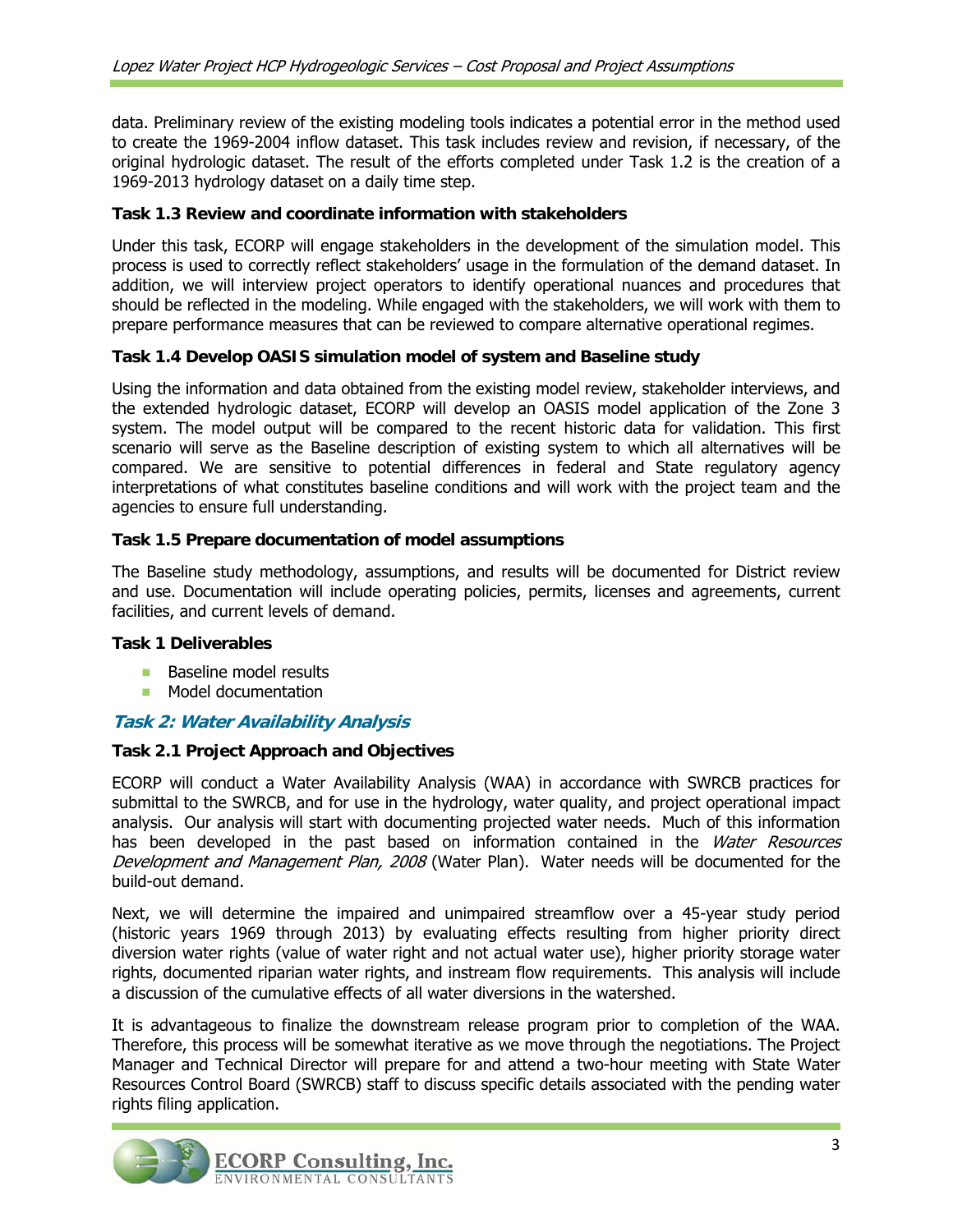data. Preliminary review of the existing modeling tools indicates a potential error in the method used to create the 1969-2004 inflow dataset. This task includes review and revision, if necessary, of the original hydrologic dataset. The result of the efforts completed under Task 1.2 is the creation of a 1969-2013 hydrology dataset on a daily time step.

**Task 1.3 Review and coordinate information with stakeholders**

Under this task, ECORP will engage stakeholders in the development of the simulation model. This process is used to correctly reflect stakeholders' usage in the formulation of the demand dataset. In addition, we will interview project operators to identify operational nuances and procedures that should be reflected in the modeling. While engaged with the stakeholders, we will work with them to prepare performance measures that can be reviewed to compare alternative operational regimes.

**Task 1.4 Develop OASIS simulation model of system and Baseline study**

Using the information and data obtained from the existing model review, stakeholder interviews, and the extended hydrologic dataset, ECORP will develop an OASIS model application of the Zone 3 system. The model output will be compared to the recent historic data for validation. This first scenario will serve as the Baseline description of existing system to which all alternatives will be compared. We are sensitive to potential differences in federal and State regulatory agency interpretations of what constitutes baseline conditions and will work with the project team and the agencies to ensure full understanding.

**Task 1.5 Prepare documentation of model assumptions**

The Baseline study methodology, assumptions, and results will be documented for District review and use. Documentation will include operating policies, permits, licenses and agreements, current facilities, and current levels of demand.

**Task 1 Deliverables**

- Baseline model results
- Model documentation

### *Task 2: Water Availability Analysis*

**Task 2.1 Project Approach and Objectives**

ECORP will conduct a Water Availability Analysis (WAA) in accordance with SWRCB practices for submittal to the SWRCB, and for use in the hydrology, water quality, and project operational impact analysis. Our analysis will start with documenting projected water needs. Much of this information has been developed in the past based on information contained in the *Water Resources Development and Management Plan, 2008* (Water Plan). Water needs will be documented for the build-out demand.

Next, we will determine the impaired and unimpaired streamflow over a 45-year study period (historic years 1969 through 2013) by evaluating effects resulting from higher priority direct diversion water rights (value of water right and not actual water use), higher priority storage water rights, documented riparian water rights, and instream flow requirements. This analysis will include a discussion of the cumulative effects of all water diversions in the watershed.

It is advantageous to finalize the downstream release program prior to completion of the WAA. Therefore, this process will be somewhat iterative as we move through the negotiations. The Project Manager and Technical Director will prepare for and attend a two-hour meeting with State Water Resources Control Board (SWRCB) staff to discuss specific details associated with the pending water rights filing application.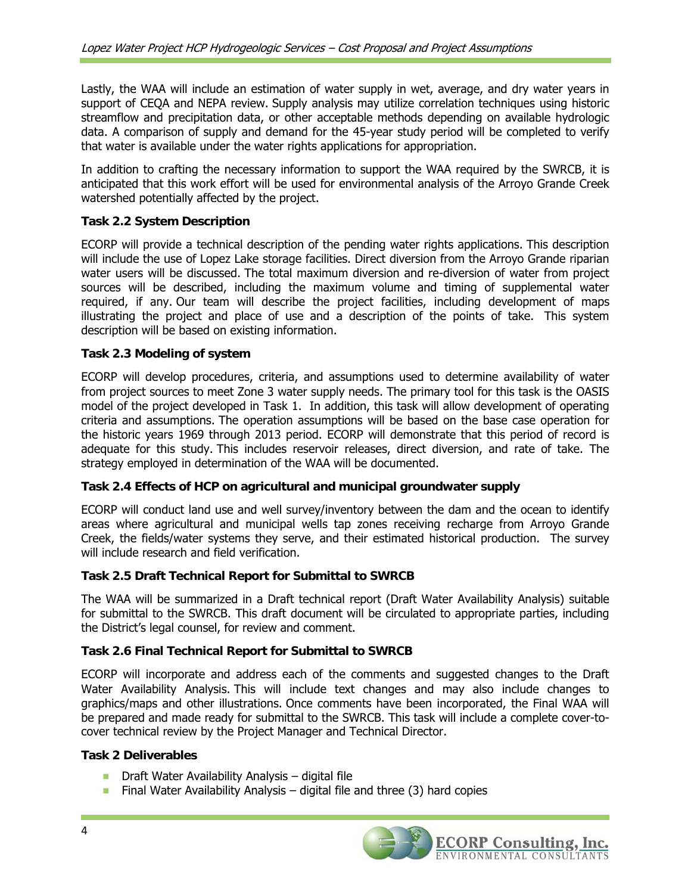Lastly, the WAA will include an estimation of water supply in wet, average, and dry water years in support of CEQA and NEPA review. Supply analysis may utilize correlation techniques using historic streamflow and precipitation data, or other acceptable methods depending on available hydrologic data. A comparison of supply and demand for the 45-year study period will be completed to verify that water is available under the water rights applications for appropriation.

In addition to crafting the necessary information to support the WAA required by the SWRCB, it is anticipated that this work effort will be used for environmental analysis of the Arroyo Grande Creek watershed potentially affected by the project.

### Task 2.2 System Description

ECORP will provide a technical description of the pending water rights applications. This description will include the use of Lopez Lake storage facilities. Direct diversion from the Arroyo Grande riparian water users will be discussed. The total maximum diversion and re-diversion of water from project sources will be described, including the maximum volume and timing of supplemental water required, if any. Our team will describe the project facilities, including development of maps illustrating the project and place of use and a description of the points of take. This system description will be based on existing information.

### Task 2.3 Modeling of system

ECORP will develop procedures, criteria, and assumptions used to determine availability of water from project sources to meet Zone 3 water supply needs. The primary tool for this task is the OASIS model of the project developed in Task 1. In addition, this task will allow development of operating criteria and assumptions. The operation assumptions will be based on the base case operation for the historic years 1969 through 2013 period. ECORP will demonstrate that this period of record is adequate for this study. This includes reservoir releases, direct diversion, and rate of take. The strategy employed in determination of the WAA will be documented.

### Task 2.4 Effects of HCP on agricultural and municipal groundwater supply

ECORP will conduct land use and well survey/inventory between the dam and the ocean to identify areas where agricultural and municipal wells tap zones receiving recharge from Arroyo Grande Creek, the fields/water systems they serve, and their estimated historical production. The survey will include research and field verification.

### Task 2.5 Draft Technical Report for Submittal to SWRCB

The WAA will be summarized in a Draft technical report (Draft Water Availability Analysis) suitable for submittal to the SWRCB. This draft document will be circulated to appropriate parties, including the District's legal counsel, for review and comment.

### Task 2.6 Final Technical Report for Submittal to SWRCB

ECORP will incorporate and address each of the comments and suggested changes to the Draft Water Availability Analysis. This will include text changes and may also include changes to graphics/maps and other illustrations. Once comments have been incorporated, the Final WAA will be prepared and made ready for submittal to the SWRCB. This task will include a complete cover-to-cover technical review by the Project Manager and Technical Director.

### Task 2 Deliverables

- Draft Water Availability Analysis – digital file
- Final Water Availability Analysis – digital file and three (3) hard copies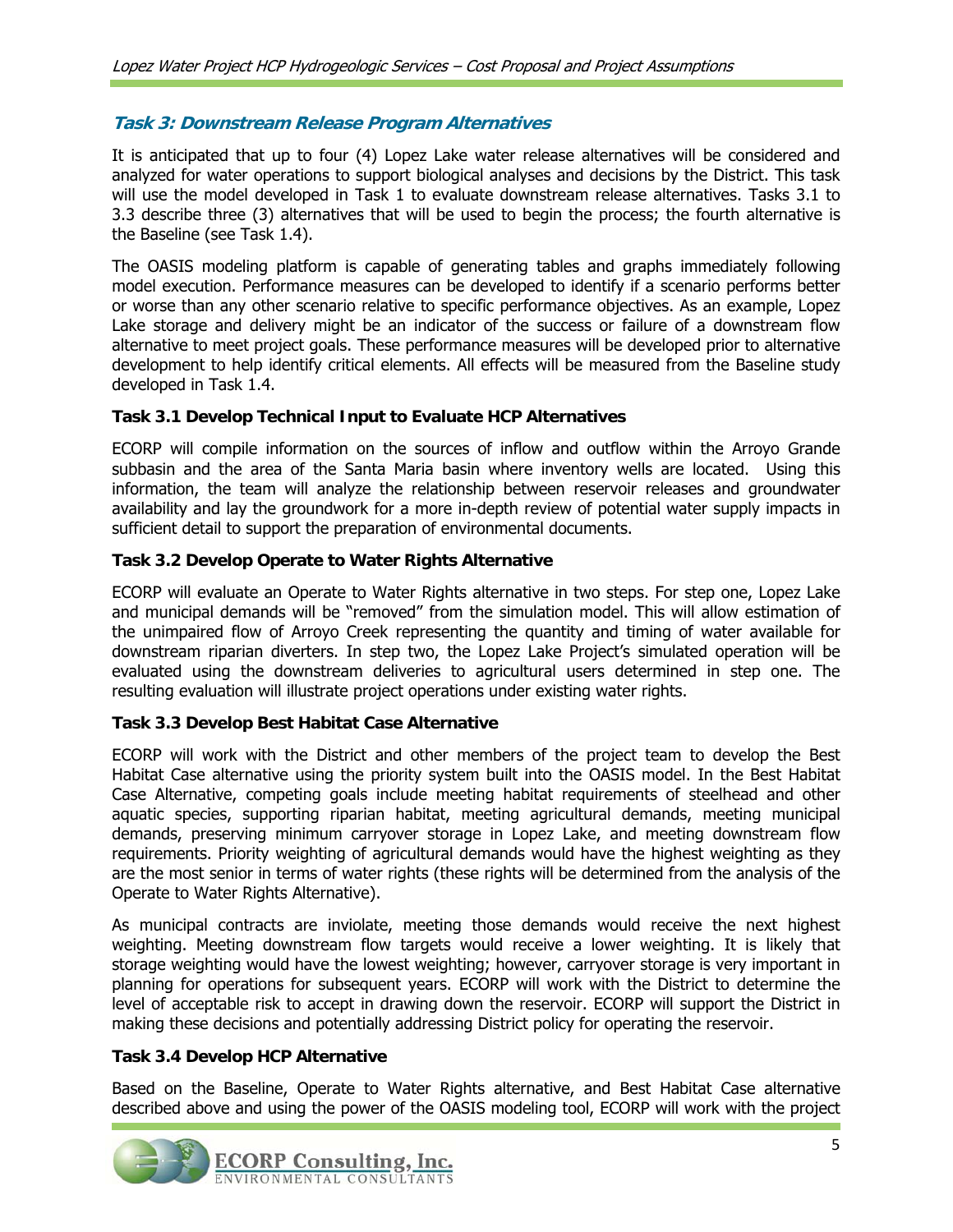## *Task 3: Downstream Release Program Alternatives*

It is anticipated that up to four (4) Lopez Lake water release alternatives will be considered and analyzed for water operations to support biological analyses and decisions by the District. This task will use the model developed in Task 1 to evaluate downstream release alternatives. Tasks 3.1 to 3.3 describe three (3) alternatives that will be used to begin the process; the fourth alternative is the Baseline (see Task 1.4).

The OASIS modeling platform is capable of generating tables and graphs immediately following model execution. Performance measures can be developed to identify if a scenario performs better or worse than any other scenario relative to specific performance objectives. As an example, Lopez Lake storage and delivery might be an indicator of the success or failure of a downstream flow alternative to meet project goals. These performance measures will be developed prior to alternative development to help identify critical elements. All effects will be measured from the Baseline study developed in Task 1.4.

### Task 3.1 Develop Technical Input to Evaluate HCP Alternatives

ECORP will compile information on the sources of inflow and outflow within the Arroyo Grande subbasin and the area of the Santa Maria basin where inventory wells are located. Using this information, the team will analyze the relationship between reservoir releases and groundwater availability and lay the groundwork for a more in-depth review of potential water supply impacts in sufficient detail to support the preparation of environmental documents.

### Task 3.2 Develop Operate to Water Rights Alternative

ECORP will evaluate an Operate to Water Rights alternative in two steps. For step one, Lopez Lake and municipal demands will be "removed" from the simulation model. This will allow estimation of the unimpaired flow of Arroyo Creek representing the quantity and timing of water available for downstream riparian diverters. In step two, the Lopez Lake Project's simulated operation will be evaluated using the downstream deliveries to agricultural users determined in step one. The resulting evaluation will illustrate project operations under existing water rights.

### Task 3.3 Develop Best Habitat Case Alternative

ECORP will work with the District and other members of the project team to develop the Best Habitat Case alternative using the priority system built into the OASIS model. In the Best Habitat Case Alternative, competing goals include meeting habitat requirements of steelhead and other aquatic species, supporting riparian habitat, meeting agricultural demands, meeting municipal demands, preserving minimum carryover storage in Lopez Lake, and meeting downstream flow requirements. Priority weighting of agricultural demands would have the highest weighting as they are the most senior in terms of water rights (these rights will be determined from the analysis of the Operate to Water Rights Alternative).

As municipal contracts are inviolate, meeting those demands would receive the next highest weighting. Meeting downstream flow targets would receive a lower weighting. It is likely that storage weighting would have the lowest weighting; however, carryover storage is very important in planning for operations for subsequent years. ECORP will work with the District to determine the level of acceptable risk to accept in drawing down the reservoir. ECORP will support the District in making these decisions and potentially addressing District policy for operating the reservoir.

### Task 3.4 Develop HCP Alternative

Based on the Baseline, Operate to Water Rights alternative, and Best Habitat Case alternative described above and using the power of the OASIS modeling tool, ECORP will work with the project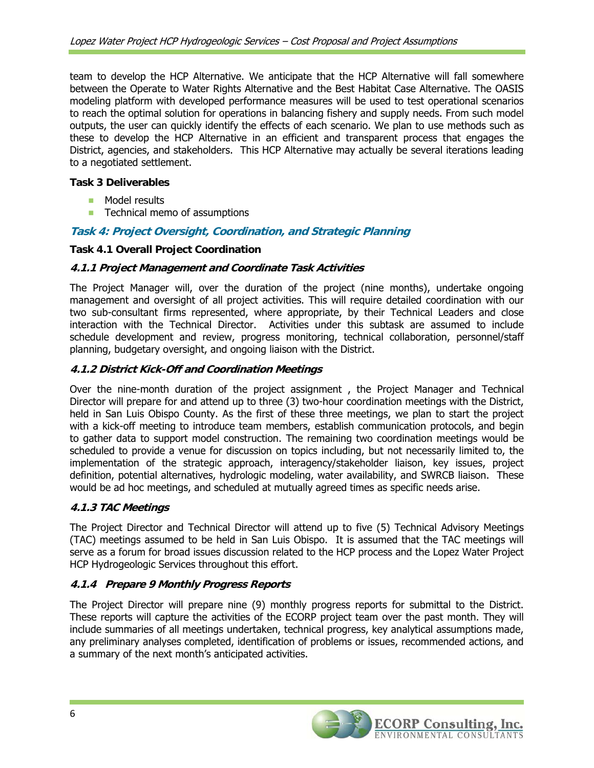team to develop the HCP Alternative. We anticipate that the HCP Alternative will fall somewhere between the Operate to Water Rights Alternative and the Best Habitat Case Alternative. The OASIS modeling platform with developed performance measures will be used to test operational scenarios to reach the optimal solution for operations in balancing fishery and supply needs. From such model outputs, the user can quickly identify the effects of each scenario. We plan to use methods such as these to develop the HCP Alternative in an efficient and transparent process that engages the District, agencies, and stakeholders. This HCP Alternative may actually be several iterations leading to a negotiated settlement.

**Task 3 Deliverables**

- Model results
- Technical memo of assumptions

## Task 4: Project Oversight, Coordination, and Strategic Planning

### Task 4.1 Overall Project Coordination

#### 4.1.1 Project Management and Coordinate Task Activities

The Project Manager will, over the duration of the project (nine months), undertake ongoing management and oversight of all project activities. This will require detailed coordination with our two sub-consultant firms represented, where appropriate, by their Technical Leaders and close interaction with the Technical Director. Activities under this subtask are assumed to include schedule development and review, progress monitoring, technical collaboration, personnel/staff planning, budgetary oversight, and ongoing liaison with the District.

#### 4.1.2 District Kick-Off and Coordination Meetings

Over the nine-month duration of the project assignment , the Project Manager and Technical Director will prepare for and attend up to three (3) two-hour coordination meetings with the District, held in San Luis Obispo County. As the first of these three meetings, we plan to start the project with a kick-off meeting to introduce team members, establish communication protocols, and begin to gather data to support model construction. The remaining two coordination meetings would be scheduled to provide a venue for discussion on topics including, but not necessarily limited to, the implementation of the strategic approach, interagency/stakeholder liaison, key issues, project definition, potential alternatives, hydrologic modeling, water availability, and SWRCB liaison. These would be ad hoc meetings, and scheduled at mutually agreed times as specific needs arise.

#### 4.1.3 TAC Meetings

The Project Director and Technical Director will attend up to five (5) Technical Advisory Meetings (TAC) meetings assumed to be held in San Luis Obispo. It is assumed that the TAC meetings will serve as a forum for broad issues discussion related to the HCP process and the Lopez Water Project HCP Hydrogeologic Services throughout this effort.

#### 4.1.4 Prepare 9 Monthly Progress Reports

The Project Director will prepare nine (9) monthly progress reports for submittal to the District. These reports will capture the activities of the ECORP project team over the past month. They will include summaries of all meetings undertaken, technical progress, key analytical assumptions made, any preliminary analyses completed, identification of problems or issues, recommended actions, and a summary of the next month's anticipated activities.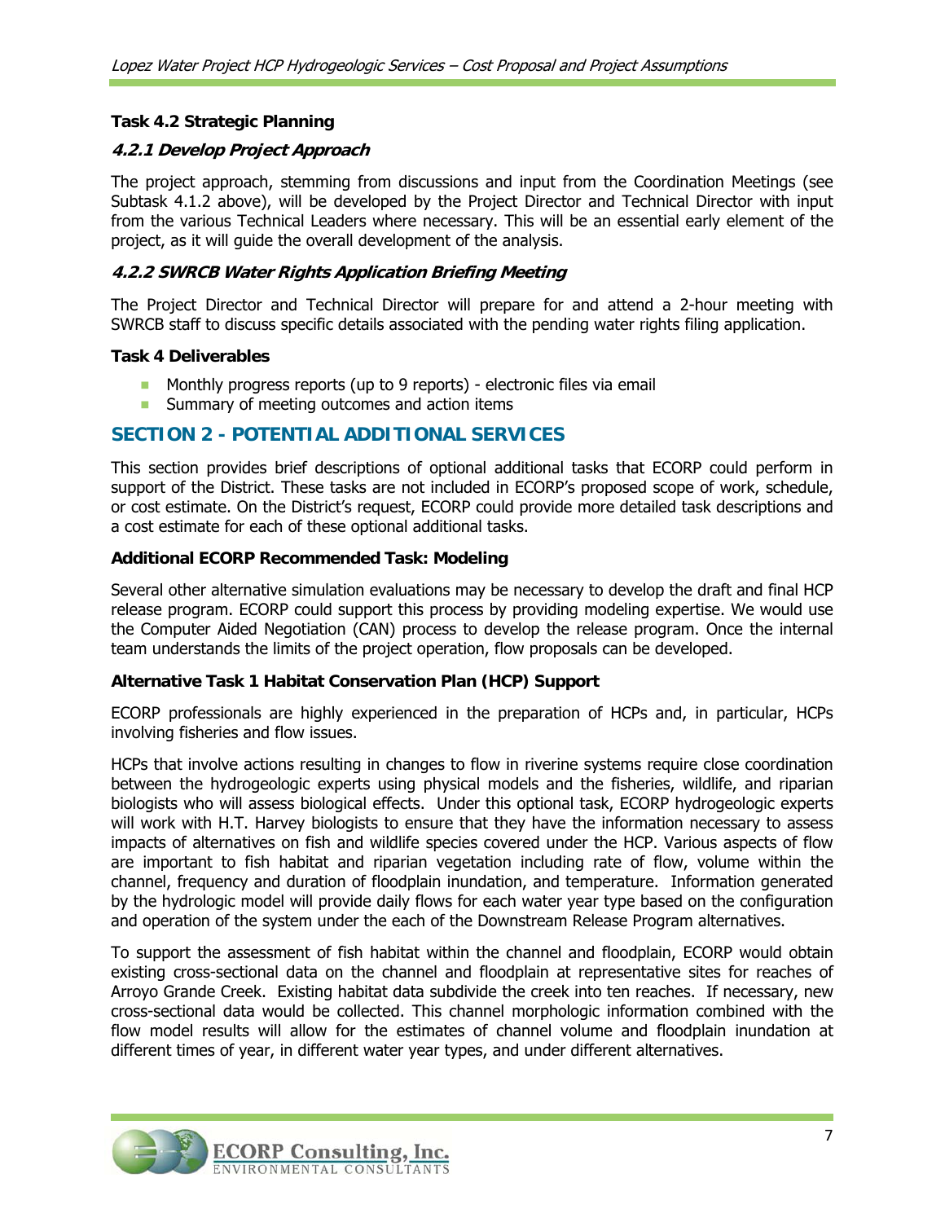### Task 4.2 Strategic Planning

#### *4.2.1 Develop Project Approach*

The project approach, stemming from discussions and input from the Coordination Meetings (see Subtask 4.1.2 above), will be developed by the Project Director and Technical Director with input from the various Technical Leaders where necessary. This will be an essential early element of the project, as it will guide the overall development of the analysis.

#### *4.2.2 SWRCB Water Rights Application Briefing Meeting*

The Project Director and Technical Director will prepare for and attend a 2-hour meeting with SWRCB staff to discuss specific details associated with the pending water rights filing application.

### Task 4 Deliverables

- Monthly progress reports (up to 9 reports) - electronic files via email
- Summary of meeting outcomes and action items

## SECTION 2 - POTENTIAL ADDITIONAL SERVICES

This section provides brief descriptions of optional additional tasks that ECORP could perform in support of the District. These tasks are not included in ECORP's proposed scope of work, schedule, or cost estimate. On the District's request, ECORP could provide more detailed task descriptions and a cost estimate for each of these optional additional tasks.

### Additional ECORP Recommended Task: Modeling

Several other alternative simulation evaluations may be necessary to develop the draft and final HCP release program. ECORP could support this process by providing modeling expertise. We would use the Computer Aided Negotiation (CAN) process to develop the release program. Once the internal team understands the limits of the project operation, flow proposals can be developed.

### Alternative Task 1 Habitat Conservation Plan (HCP) Support

ECORP professionals are highly experienced in the preparation of HCPs and, in particular, HCPs involving fisheries and flow issues.

HCPs that involve actions resulting in changes to flow in riverine systems require close coordination between the hydrogeologic experts using physical models and the fisheries, wildlife, and riparian biologists who will assess biological effects. Under this optional task, ECORP hydrogeologic experts will work with H.T. Harvey biologists to ensure that they have the information necessary to assess impacts of alternatives on fish and wildlife species covered under the HCP. Various aspects of flow are important to fish habitat and riparian vegetation including rate of flow, volume within the channel, frequency and duration of floodplain inundation, and temperature. Information generated by the hydrologic model will provide daily flows for each water year type based on the configuration and operation of the system under the each of the Downstream Release Program alternatives.

To support the assessment of fish habitat within the channel and floodplain, ECORP would obtain existing cross-sectional data on the channel and floodplain at representative sites for reaches of Arroyo Grande Creek. Existing habitat data subdivide the creek into ten reaches. If necessary, new cross-sectional data would be collected. This channel morphologic information combined with the flow model results will allow for the estimates of channel volume and floodplain inundation at different times of year, in different water year types, and under different alternatives.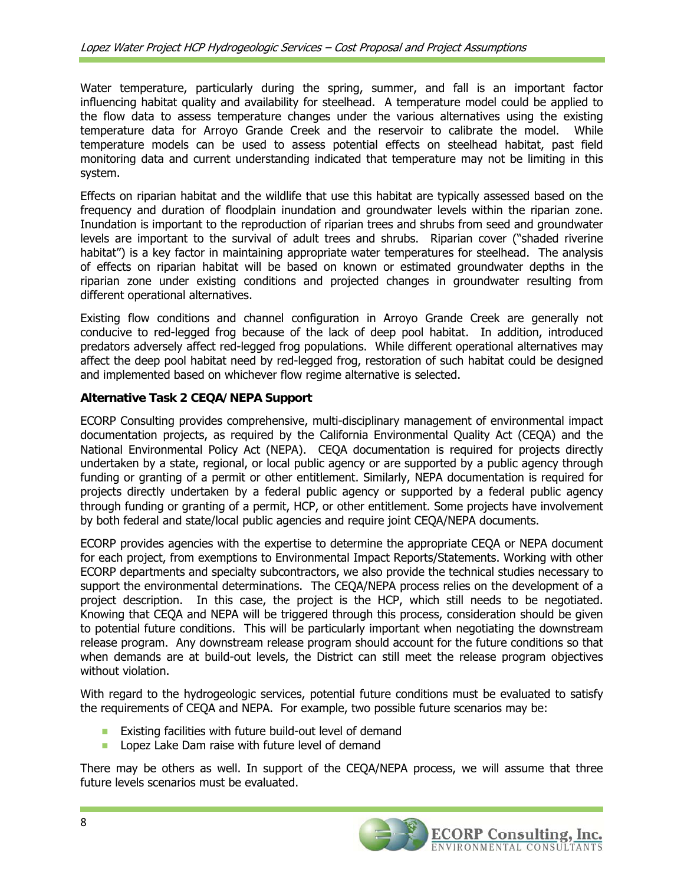Water temperature, particularly during the spring, summer, and fall is an important factor influencing habitat quality and availability for steelhead. A temperature model could be applied to the flow data to assess temperature changes under the various alternatives using the existing temperature data for Arroyo Grande Creek and the reservoir to calibrate the model. While temperature models can be used to assess potential effects on steelhead habitat, past field monitoring data and current understanding indicated that temperature may not be limiting in this system.

Effects on riparian habitat and the wildlife that use this habitat are typically assessed based on the frequency and duration of floodplain inundation and groundwater levels within the riparian zone. Inundation is important to the reproduction of riparian trees and shrubs from seed and groundwater levels are important to the survival of adult trees and shrubs. Riparian cover ("shaded riverine habitat") is a key factor in maintaining appropriate water temperatures for steelhead. The analysis of effects on riparian habitat will be based on known or estimated groundwater depths in the riparian zone under existing conditions and projected changes in groundwater resulting from different operational alternatives.

Existing flow conditions and channel configuration in Arroyo Grande Creek are generally not conducive to red-legged frog because of the lack of deep pool habitat. In addition, introduced predators adversely affect red-legged frog populations. While different operational alternatives may affect the deep pool habitat need by red-legged frog, restoration of such habitat could be designed and implemented based on whichever flow regime alternative is selected.

**Alternative Task 2 CEQA/NEPA Support**

ECORP Consulting provides comprehensive, multi-disciplinary management of environmental impact documentation projects, as required by the California Environmental Quality Act (CEQA) and the National Environmental Policy Act (NEPA). CEQA documentation is required for projects directly undertaken by a state, regional, or local public agency or are supported by a public agency through funding or granting of a permit or other entitlement. Similarly, NEPA documentation is required for projects directly undertaken by a federal public agency or supported by a federal public agency through funding or granting of a permit, HCP, or other entitlement. Some projects have involvement by both federal and state/local public agencies and require joint CEQA/NEPA documents.

ECORP provides agencies with the expertise to determine the appropriate CEQA or NEPA document for each project, from exemptions to Environmental Impact Reports/Statements. Working with other ECORP departments and specialty subcontractors, we also provide the technical studies necessary to support the environmental determinations. The CEQA/NEPA process relies on the development of a project description. In this case, the project is the HCP, which still needs to be negotiated. Knowing that CEQA and NEPA will be triggered through this process, consideration should be given to potential future conditions. This will be particularly important when negotiating the downstream release program. Any downstream release program should account for the future conditions so that when demands are at build-out levels, the District can still meet the release program objectives without violation.

With regard to the hydrogeologic services, potential future conditions must be evaluated to satisfy the requirements of CEQA and NEPA. For example, two possible future scenarios may be:

- Existing facilities with future build-out level of demand
- Lopez Lake Dam raise with future level of demand

There may be others as well. In support of the CEQA/NEPA process, we will assume that three future levels scenarios must be evaluated.